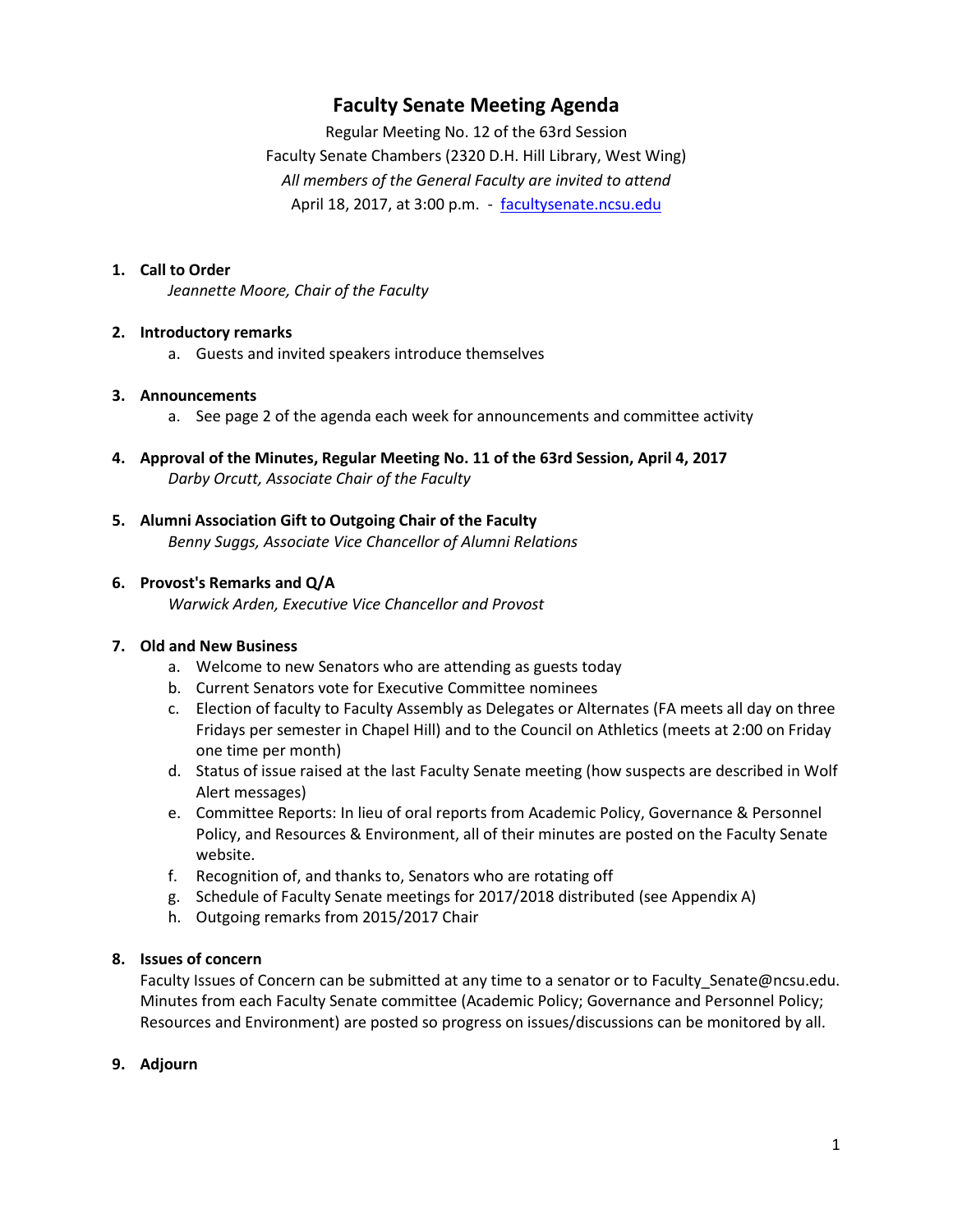# Faculty Senate Meeting Agenda

Regular Meeting No. 12 of the 63rd Session
Faculty Senate Chambers (2320 D.H. Hill Library, West Wing)
*All members of the General Faculty are invited to attend*
April 18, 2017, at 3:00 p.m. - facultysenate.ncsu.edu

1. **Call to Order**
   *Jeannette Moore, Chair of the Faculty*

2. **Introductory remarks**
   a. Guests and invited speakers introduce themselves

3. **Announcements**
   a. See page 2 of the agenda each week for announcements and committee activity

4. **Approval of the Minutes, Regular Meeting No. 11 of the 63rd Session, April 4, 2017**
   *Darby Orcutt, Associate Chair of the Faculty*

5. **Alumni Association Gift to Outgoing Chair of the Faculty**
   *Benny Suggs, Associate Vice Chancellor of Alumni Relations*

6. **Provost's Remarks and Q/A**
   *Warwick Arden, Executive Vice Chancellor and Provost*

7. **Old and New Business**
   a. Welcome to new Senators who are attending as guests today
   b. Current Senators vote for Executive Committee nominees
   c. Election of faculty to Faculty Assembly as Delegates or Alternates (FA meets all day on three Fridays per semester in Chapel Hill) and to the Council on Athletics (meets at 2:00 on Friday one time per month)
   d. Status of issue raised at the last Faculty Senate meeting (how suspects are described in Wolf Alert messages)
   e. Committee Reports: In lieu of oral reports from Academic Policy, Governance & Personnel Policy, and Resources & Environment, all of their minutes are posted on the Faculty Senate website.
   f. Recognition of, and thanks to, Senators who are rotating off
   g. Schedule of Faculty Senate meetings for 2017/2018 distributed (see Appendix A)
   h. Outgoing remarks from 2015/2017 Chair

8. **Issues of concern**
   Faculty Issues of Concern can be submitted at any time to a senator or to Faculty_Senate@ncsu.edu. Minutes from each Faculty Senate committee (Academic Policy; Governance and Personnel Policy; Resources and Environment) are posted so progress on issues/discussions can be monitored by all.

9. **Adjourn**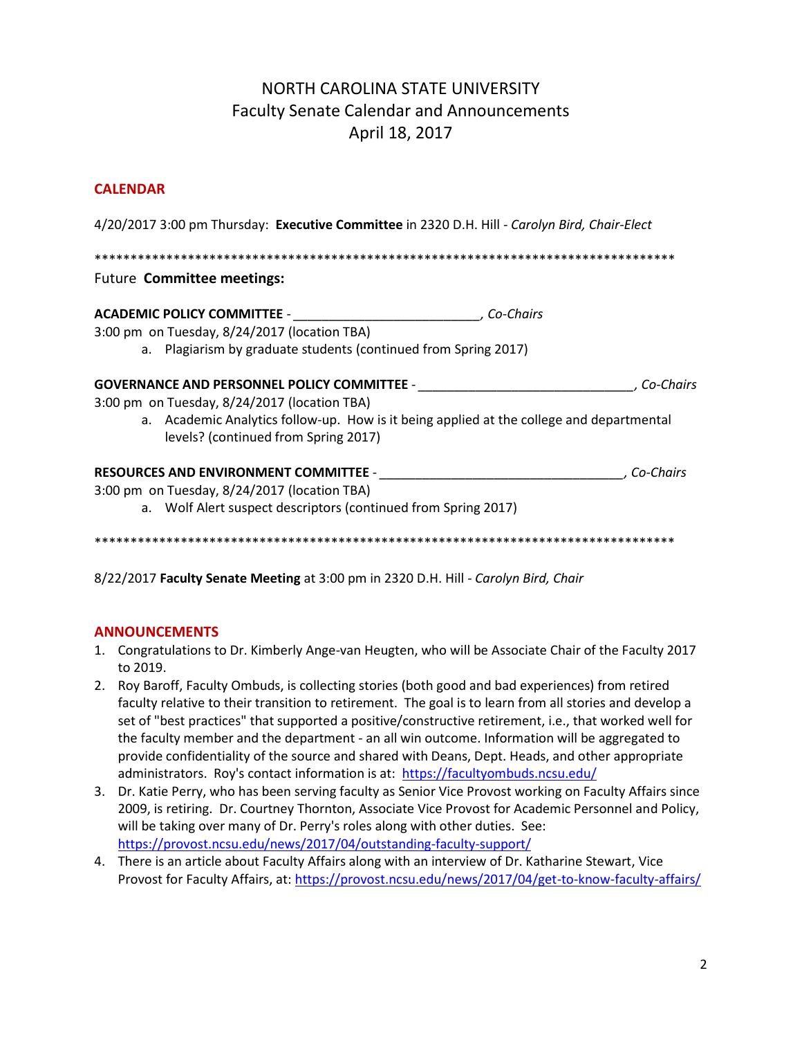# NORTH CAROLINA STATE UNIVERSITY
## Faculty Senate Calendar and Announcements
## April 18, 2017

### CALENDAR

4/20/2017 3:00 pm Thursday: **Executive Committee** in 2320 D.H. Hill - *Carolyn Bird, Chair-Elect*

**********************************************************************************

Future **Committee meetings:**

**ACADEMIC POLICY COMMITTEE** - ________________________, *Co-Chairs*
3:00 pm on Tuesday, 8/24/2017 (location TBA)

a. Plagiarism by graduate students (continued from Spring 2017)

**GOVERNANCE AND PERSONNEL POLICY COMMITTEE** - ____________________________, *Co-Chairs*
3:00 pm on Tuesday, 8/24/2017 (location TBA)

a. Academic Analytics follow-up. How is it being applied at the college and departmental levels? (continued from Spring 2017)

**RESOURCES AND ENVIRONMENT COMMITTEE** - _______________________________, *Co-Chairs*
3:00 pm on Tuesday, 8/24/2017 (location TBA)

a. Wolf Alert suspect descriptors (continued from Spring 2017)

**********************************************************************************

8/22/2017 **Faculty Senate Meeting** at 3:00 pm in 2320 D.H. Hill - *Carolyn Bird, Chair*

### ANNOUNCEMENTS

1. Congratulations to Dr. Kimberly Ange-van Heugten, who will be Associate Chair of the Faculty 2017 to 2019.
2. Roy Baroff, Faculty Ombuds, is collecting stories (both good and bad experiences) from retired faculty relative to their transition to retirement. The goal is to learn from all stories and develop a set of "best practices" that supported a positive/constructive retirement, i.e., that worked well for the faculty member and the department - an all win outcome. Information will be aggregated to provide confidentiality of the source and shared with Deans, Dept. Heads, and other appropriate administrators. Roy's contact information is at: https://facultyombuds.ncsu.edu/
3. Dr. Katie Perry, who has been serving faculty as Senior Vice Provost working on Faculty Affairs since 2009, is retiring. Dr. Courtney Thornton, Associate Vice Provost for Academic Personnel and Policy, will be taking over many of Dr. Perry's roles along with other duties. See: https://provost.ncsu.edu/news/2017/04/outstanding-faculty-support/
4. There is an article about Faculty Affairs along with an interview of Dr. Katharine Stewart, Vice Provost for Faculty Affairs, at: https://provost.ncsu.edu/news/2017/04/get-to-know-faculty-affairs/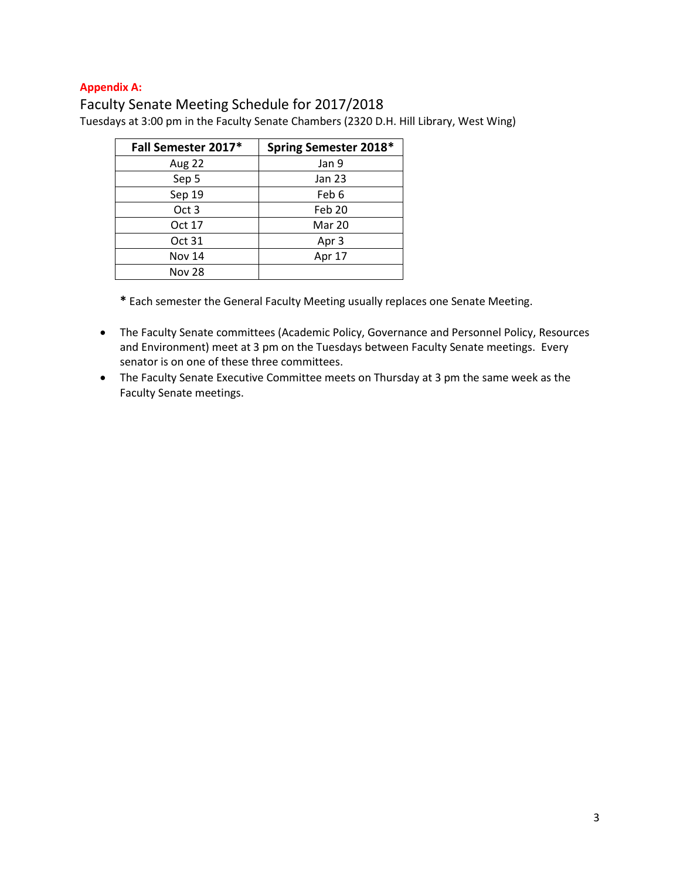**Appendix A:**

## Faculty Senate Meeting Schedule for 2017/2018

Tuesdays at 3:00 pm in the Faculty Senate Chambers (2320 D.H. Hill Library, West Wing)

| Fall Semester 2017* | Spring Semester 2018* |
| --- | --- |
| Aug 22 | Jan 9 |
| Sep 5 | Jan 23 |
| Sep 19 | Feb 6 |
| Oct 3 | Feb 20 |
| Oct 17 | Mar 20 |
| Oct 31 | Apr 3 |
| Nov 14 | Apr 17 |
| Nov 28 | |

**\*** Each semester the General Faculty Meeting usually replaces one Senate Meeting.

- The Faculty Senate committees (Academic Policy, Governance and Personnel Policy, Resources and Environment) meet at 3 pm on the Tuesdays between Faculty Senate meetings. Every senator is on one of these three committees.
- The Faculty Senate Executive Committee meets on Thursday at 3 pm the same week as the Faculty Senate meetings.